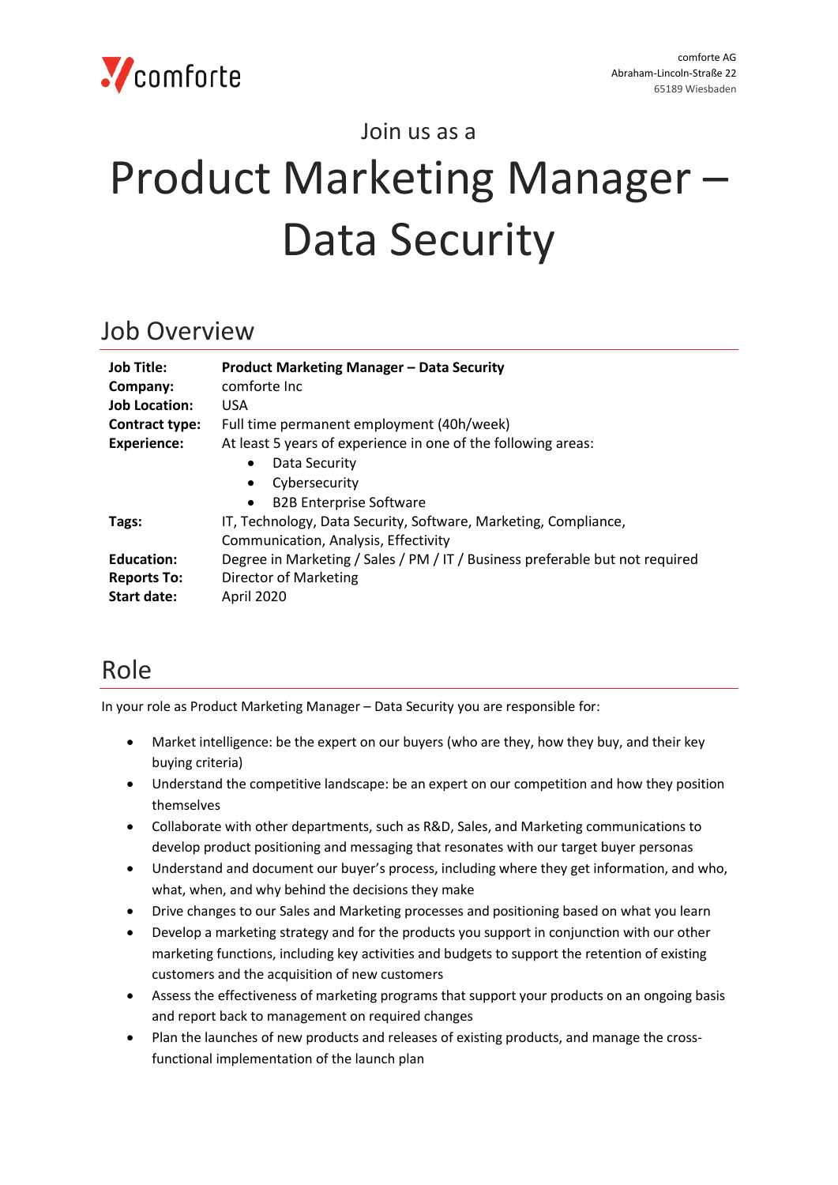comforte AG
Abraham-Lincoln-Straße 22
65189 Wiesbaden

Join us as a

# Product Marketing Manager – Data Security

## Job Overview

| | |
|---|---|
| **Job Title:** | **Product Marketing Manager – Data Security** |
| **Company:** | comforte Inc |
| **Job Location:** | USA |
| **Contract type:** | Full time permanent employment (40h/week) |
| **Experience:** | At least 5 years of experience in one of the following areas:<br>• Data Security<br>• Cybersecurity<br>• B2B Enterprise Software |
| **Tags:** | IT, Technology, Data Security, Software, Marketing, Compliance, Communication, Analysis, Effectivity |
| **Education:** | Degree in Marketing / Sales / PM / IT / Business preferable but not required |
| **Reports To:** | Director of Marketing |
| **Start date:** | April 2020 |

## Role

In your role as Product Marketing Manager – Data Security you are responsible for:

- Market intelligence: be the expert on our buyers (who are they, how they buy, and their key buying criteria)
- Understand the competitive landscape: be an expert on our competition and how they position themselves
- Collaborate with other departments, such as R&D, Sales, and Marketing communications to develop product positioning and messaging that resonates with our target buyer personas
- Understand and document our buyer's process, including where they get information, and who, what, when, and why behind the decisions they make
- Drive changes to our Sales and Marketing processes and positioning based on what you learn
- Develop a marketing strategy and for the products you support in conjunction with our other marketing functions, including key activities and budgets to support the retention of existing customers and the acquisition of new customers
- Assess the effectiveness of marketing programs that support your products on an ongoing basis and report back to management on required changes
- Plan the launches of new products and releases of existing products, and manage the cross-functional implementation of the launch plan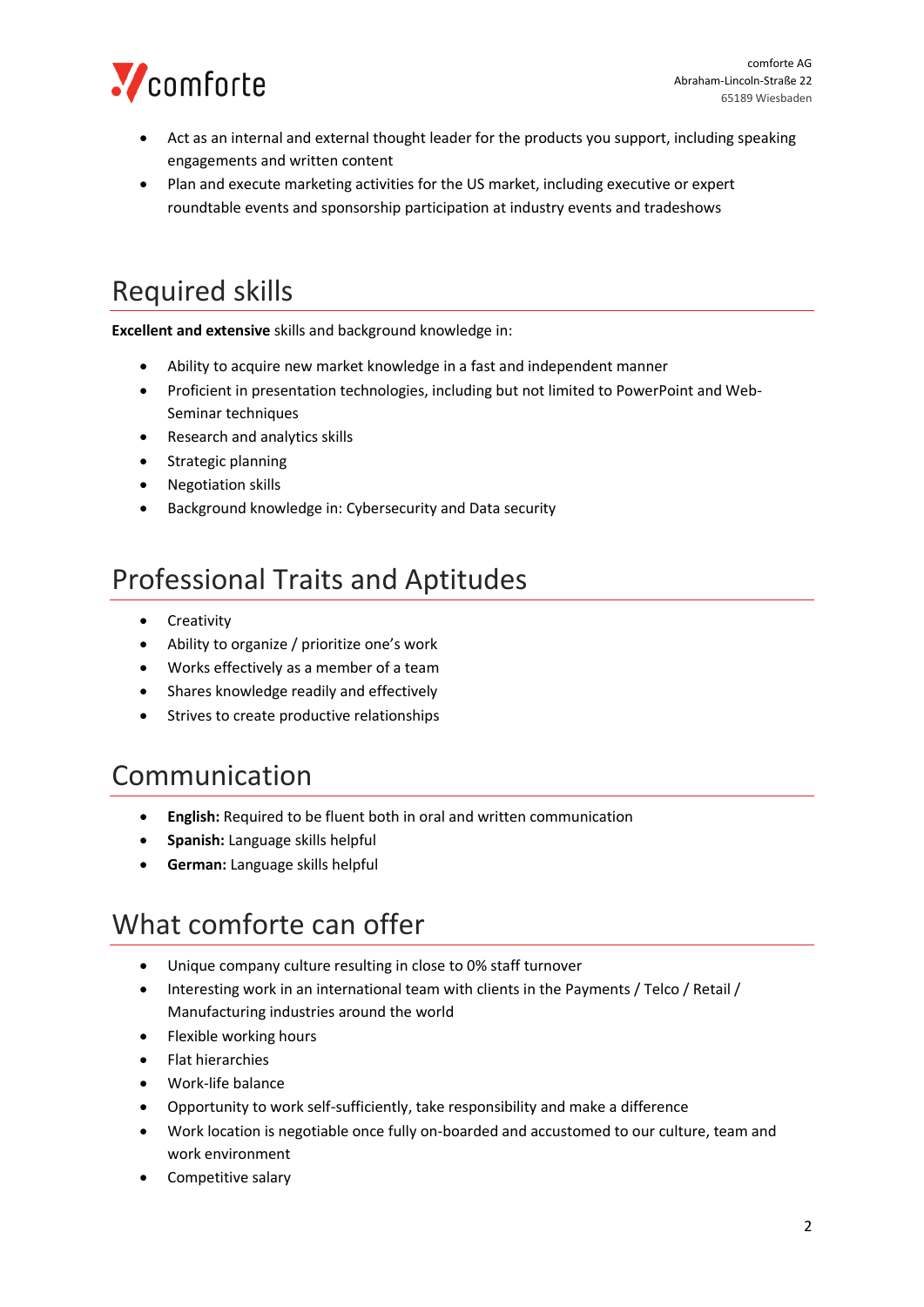- Act as an internal and external thought leader for the products you support, including speaking engagements and written content
- Plan and execute marketing activities for the US market, including executive or expert roundtable events and sponsorship participation at industry events and tradeshows

## Required skills

**Excellent and extensive** skills and background knowledge in:

- Ability to acquire new market knowledge in a fast and independent manner
- Proficient in presentation technologies, including but not limited to PowerPoint and Web-Seminar techniques
- Research and analytics skills
- Strategic planning
- Negotiation skills
- Background knowledge in: Cybersecurity and Data security

## Professional Traits and Aptitudes

- Creativity
- Ability to organize / prioritize one's work
- Works effectively as a member of a team
- Shares knowledge readily and effectively
- Strives to create productive relationships

## Communication

- **English:** Required to be fluent both in oral and written communication
- **Spanish:** Language skills helpful
- **German:** Language skills helpful

## What comforte can offer

- Unique company culture resulting in close to 0% staff turnover
- Interesting work in an international team with clients in the Payments / Telco / Retail / Manufacturing industries around the world
- Flexible working hours
- Flat hierarchies
- Work-life balance
- Opportunity to work self-sufficiently, take responsibility and make a difference
- Work location is negotiable once fully on-boarded and accustomed to our culture, team and work environment
- Competitive salary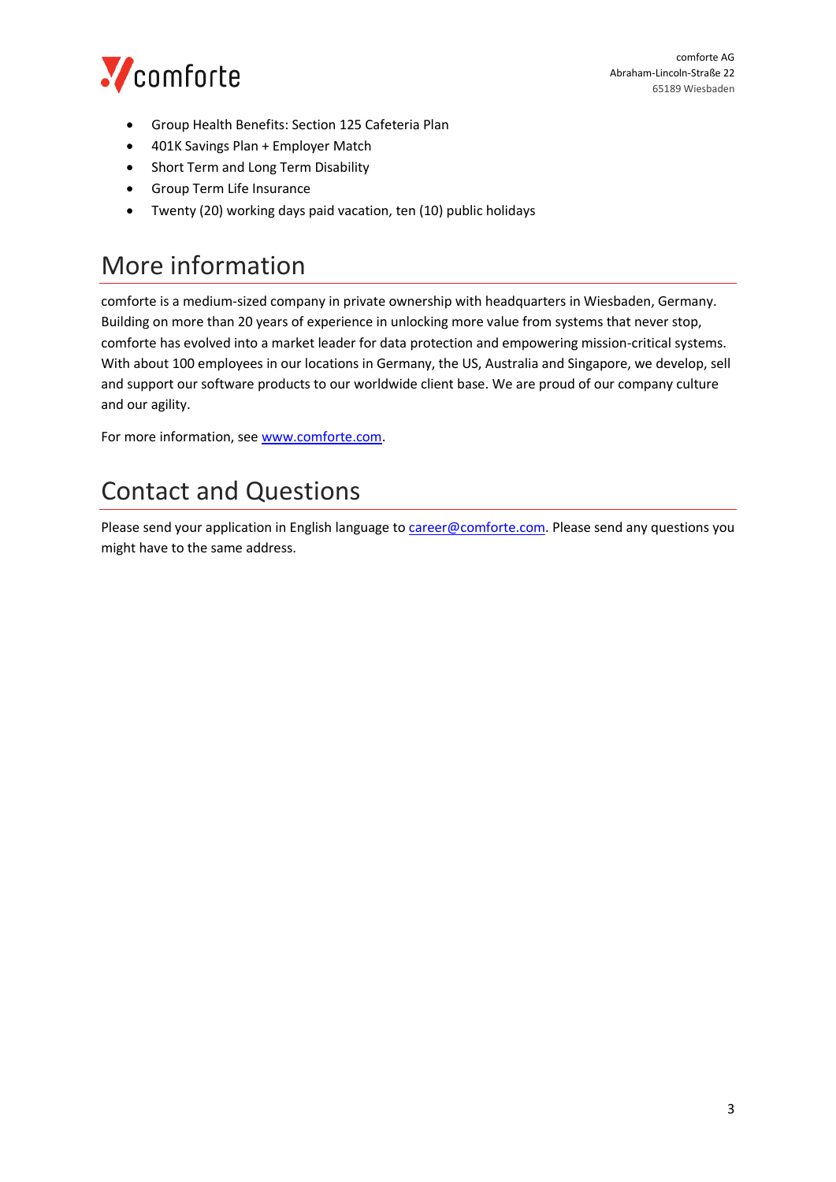- Group Health Benefits: Section 125 Cafeteria Plan
- 401K Savings Plan + Employer Match
- Short Term and Long Term Disability
- Group Term Life Insurance
- Twenty (20) working days paid vacation, ten (10) public holidays

# More information

comforte is a medium-sized company in private ownership with headquarters in Wiesbaden, Germany. Building on more than 20 years of experience in unlocking more value from systems that never stop, comforte has evolved into a market leader for data protection and empowering mission-critical systems. With about 100 employees in our locations in Germany, the US, Australia and Singapore, we develop, sell and support our software products to our worldwide client base. We are proud of our company culture and our agility.

For more information, see www.comforte.com.

# Contact and Questions

Please send your application in English language to career@comforte.com. Please send any questions you might have to the same address.